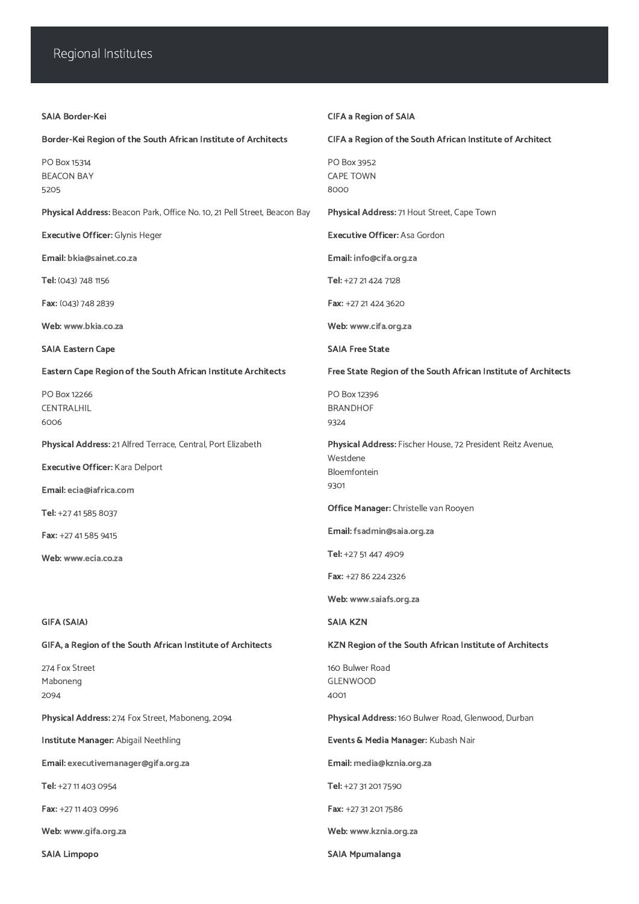# Regional Institutes

**SAIA Border-Kei**

**Border-Kei Region of the South African Institute of Architects**

PO Box 15314
BEACON BAY
5205

**Physical Address:** Beacon Park, Office No. 10, 21 Pell Street, Beacon Bay

**Executive Officer:** Glynis Heger

**Email:** bkia@sainet.co.za

**Tel:** (043) 748 1156

**Fax:** (043) 748 2839

**Web:** www.bkia.co.za

**CIFA a Region of SAIA**

**CIFA a Region of SAIA of the South African Institute of Architect**

PO Box 3952
CAPE TOWN
8000

**Physical Address:** 71 Hout Street, Cape Town

**Executive Officer:** Asa Gordon

**Email:** info@cifa.org.za

**Tel:** +27 21 424 7128

**Fax:** +27 21 424 3620

**Web:** www.cifa.org.za

**SAIA Eastern Cape**

**Eastern Cape Region of the South African Institute Architects**

PO Box 12266
CENTRALHIL
6006

**Physical Address:** 21 Alfred Terrace, Central, Port Elizabeth

**Executive Officer:** Kara Delport

**Email:** ecia@iafrica.com

**Tel:** +27 41 585 8037

**Fax:** +27 41 585 9415

**Web:** www.ecia.co.za

**SAIA Free State**

**Free State Region of the South African Institute of Architects**

PO Box 12396
BRANDHOF
9324

**Physical Address:** Fischer House, 72 President Reitz Avenue, Westdene
Bloemfontein
9301

**Office Manager:** Christelle van Rooyen

**Email:** fsadmin@saia.org.za

**Tel:** +27 51 447 4909

**Fax:** +27 86 224 2326

**Web:** www.saiafs.org.za

**GIFA (SAIA)**

**GIFA, a Region of the South African Institute of Architects**

274 Fox Street
Maboneng
2094

**Physical Address:** 274 Fox Street, Maboneng, 2094

**Institute Manager:** Abigail Neethling

**Email:** executivemanager@gifa.org.za

**Tel:** +27 11 403 0954

**Fax:** +27 11 403 0996

**Web:** www.gifa.org.za

**SAIA KZN**

**KZN Region of the South African Institute of Architects**

160 Bulwer Road
GLENWOOD
4001

**Physical Address:** 160 Bulwer Road, Glenwood, Durban

**Events & Media Manager:** Kubash Nair

**Email:** media@kznia.org.za

**Tel:** +27 31 201 7590

**Fax:** +27 31 201 7586

**Web:** www.kznia.org.za

**SAIA Limpopo**

**SAIA Mpumalanga**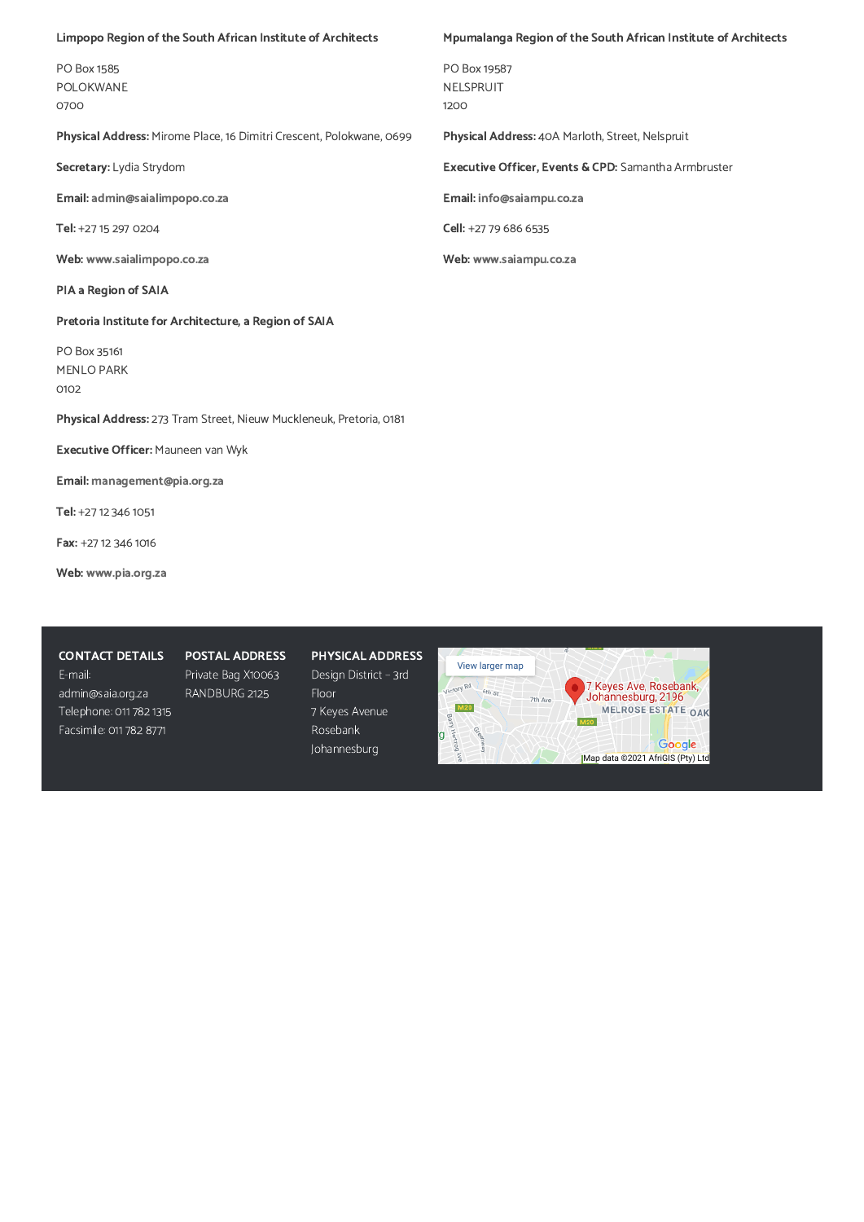**Limpopo Region of the South African Institute of Architects**

PO Box 1585
POLOKWANE
0700

**Physical Address:** Mirome Place, 16 Dimitri Crescent, Polokwane, 0699

**Secretary:** Lydia Strydom

**Email:** admin@saialimpopo.co.za

**Tel:** +27 15 297 0204

**Web:** www.saialimpopo.co.za

**PIA a Region of SAIA**

**Pretoria Institute for Architecture, a Region of SAIA**

PO Box 35161
MENLO PARK
0102

**Physical Address:** 273 Tram Street, Nieuw Muckleneuk, Pretoria, 0181

**Executive Officer:** Mauneen van Wyk

**Email:** management@pia.org.za

**Tel:** +27 12 346 1051

**Fax:** +27 12 346 1016

**Web:** www.pia.org.za

**Mpumalanga Region of the South African Institute of Architects**

PO Box 19587
NELSPRUIT
1200

**Physical Address:** 40A Marloth, Street, Nelspruit

**Executive Officer, Events & CPD:** Samantha Armbruster

**Email:** info@saiampu.co.za

**Cell:** +27 79 686 6535

**Web:** www.saiampu.co.za

**CONTACT DETAILS**

E-mail: admin@saia.org.za
Telephone: 011 782 1315
Facsimile: 011 782 8771

**POSTAL ADDRESS**

Private Bag X10063
RANDBURG 2125

**PHYSICAL ADDRESS**

Design District – 3rd Floor
7 Keyes Avenue
Rosebank
Johannesburg